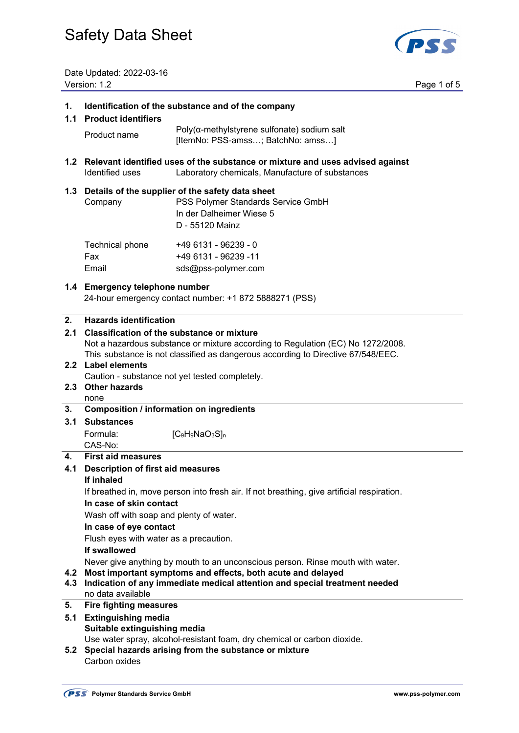# Safety Data Sheet

Date Updated: 2022-03-16
Version: 1.2

## 1. Identification of the substance and of the company

### 1.1 Product identifiers

| | |
|---|---|
| Product name | Poly(α-methylstyrene sulfonate) sodium salt [ItemNo: PSS-amss…; BatchNo: amss…] |

### 1.2 Relevant identified uses of the substance or mixture and uses advised against

| | |
|---|---|
| Identified uses | Laboratory chemicals, Manufacture of substances |

### 1.3 Details of the supplier of the safety data sheet

| | |
|---|---|
| Company | PSS Polymer Standards Service GmbH<br>In der Dalheimer Wiese 5<br>D - 55120 Mainz |
| Technical phone | +49 6131 - 96239 - 0 |
| Fax | +49 6131 - 96239 -11 |
| Email | sds@pss-polymer.com |

### 1.4 Emergency telephone number

24-hour emergency contact number: +1 872 5888271 (PSS)

## 2. Hazards identification

### 2.1 Classification of the substance or mixture

Not a hazardous substance or mixture according to Regulation (EC) No 1272/2008.
This substance is not classified as dangerous according to Directive 67/548/EEC.

### 2.2 Label elements

Caution - substance not yet tested completely.

### 2.3 Other hazards

none

## 3. Composition / information on ingredients

### 3.1 Substances

Formula: $[C_9H_9NaO_3S]_n$
CAS-No:

## 4. First aid measures

### 4.1 Description of first aid measures

**If inhaled**

If breathed in, move person into fresh air. If not breathing, give artificial respiration.

**In case of skin contact**

Wash off with soap and plenty of water.

**In case of eye contact**

Flush eyes with water as a precaution.

**If swallowed**

Never give anything by mouth to an unconscious person. Rinse mouth with water.

### 4.2 Most important symptoms and effects, both acute and delayed

### 4.3 Indication of any immediate medical attention and special treatment needed

no data available

## 5. Fire fighting measures

### 5.1 Extinguishing media

**Suitable extinguishing media**

Use water spray, alcohol-resistant foam, dry chemical or carbon dioxide.

### 5.2 Special hazards arising from the substance or mixture

Carbon oxides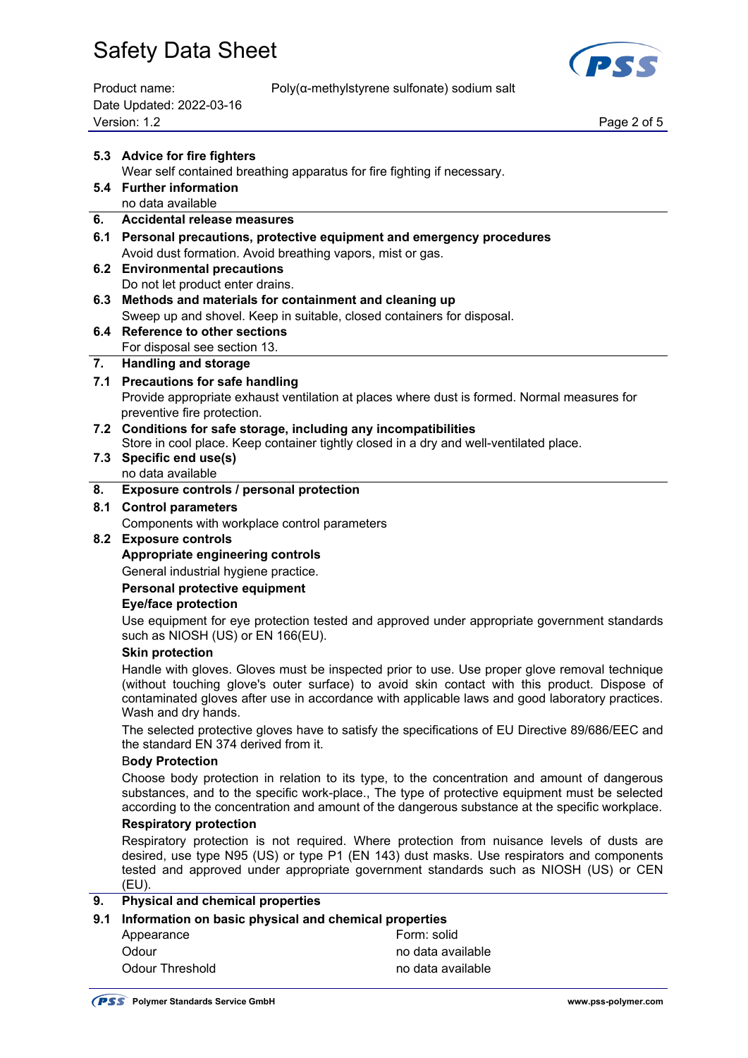### 5.3 Advice for fire fighters

Wear self contained breathing apparatus for fire fighting if necessary.

### 5.4 Further information

no data available

## 6. Accidental release measures

### 6.1 Personal precautions, protective equipment and emergency procedures

Avoid dust formation. Avoid breathing vapors, mist or gas.

### 6.2 Environmental precautions

Do not let product enter drains.

### 6.3 Methods and materials for containment and cleaning up

Sweep up and shovel. Keep in suitable, closed containers for disposal.

### 6.4 Reference to other sections

For disposal see section 13.

## 7. Handling and storage

### 7.1 Precautions for safe handling

Provide appropriate exhaust ventilation at places where dust is formed. Normal measures for preventive fire protection.

### 7.2 Conditions for safe storage, including any incompatibilities

Store in cool place. Keep container tightly closed in a dry and well-ventilated place.

### 7.3 Specific end use(s)

no data available

## 8. Exposure controls / personal protection

### 8.1 Control parameters

Components with workplace control parameters

### 8.2 Exposure controls

**Appropriate engineering controls**

General industrial hygiene practice.

**Personal protective equipment**

**Eye/face protection**

Use equipment for eye protection tested and approved under appropriate government standards such as NIOSH (US) or EN 166(EU).

**Skin protection**

Handle with gloves. Gloves must be inspected prior to use. Use proper glove removal technique (without touching glove's outer surface) to avoid skin contact with this product. Dispose of contaminated gloves after use in accordance with applicable laws and good laboratory practices. Wash and dry hands.

The selected protective gloves have to satisfy the specifications of EU Directive 89/686/EEC and the standard EN 374 derived from it.

**Body Protection**

Choose body protection in relation to its type, to the concentration and amount of dangerous substances, and to the specific work-place., The type of protective equipment must be selected according to the concentration and amount of the dangerous substance at the specific workplace.

**Respiratory protection**

Respiratory protection is not required. Where protection from nuisance levels of dusts are desired, use type N95 (US) or type P1 (EN 143) dust masks. Use respirators and components tested and approved under appropriate government standards such as NIOSH (US) or CEN (EU).

## 9. Physical and chemical properties

### 9.1 Information on basic physical and chemical properties

| | |
|---|---|
| Appearance | Form: solid |
| Odour | no data available |
| Odour Threshold | no data available |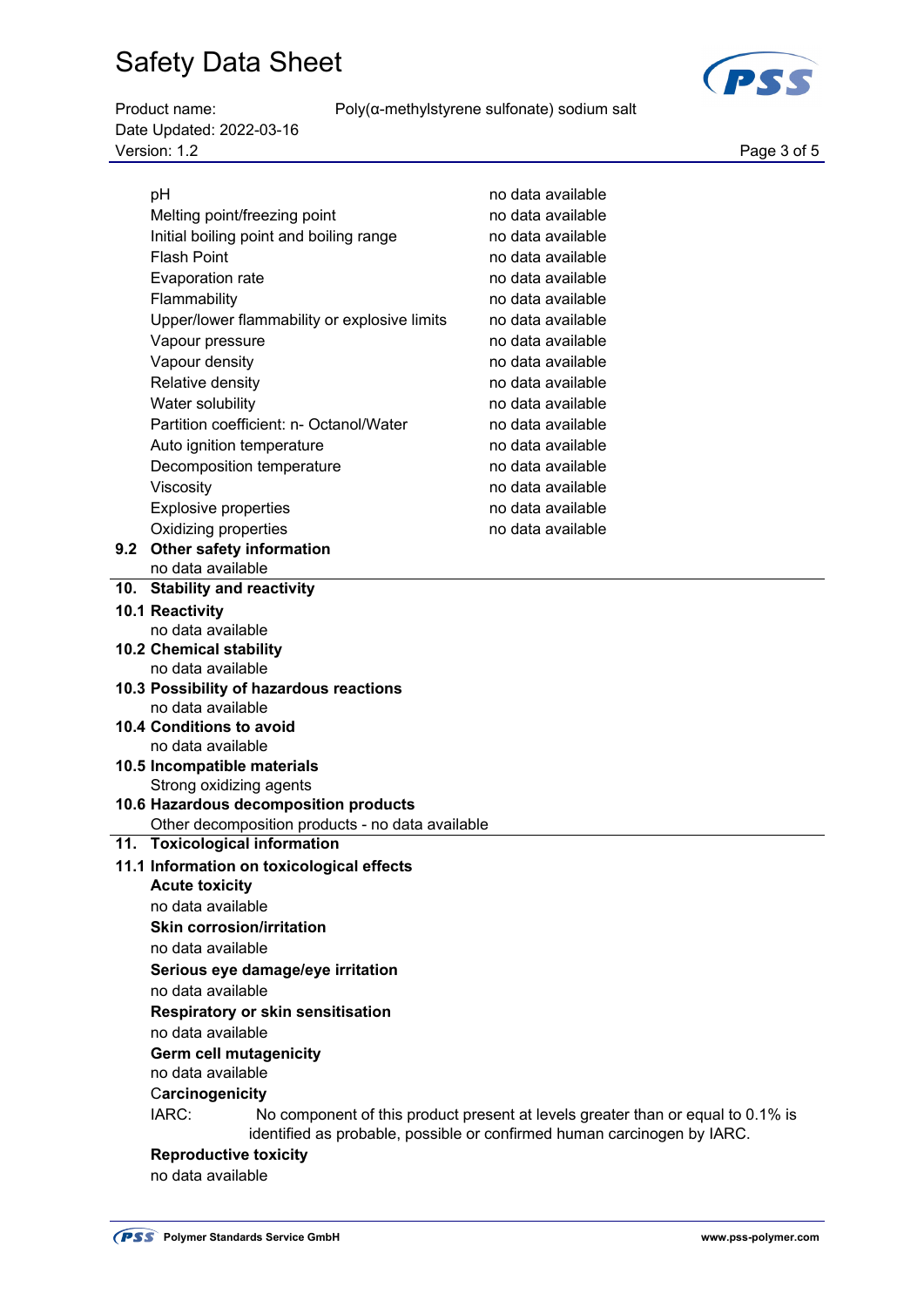| | |
|---|---|
| pH | no data available |
| Melting point/freezing point | no data available |
| Initial boiling point and boiling range | no data available |
| Flash Point | no data available |
| Evaporation rate | no data available |
| Flammability | no data available |
| Upper/lower flammability or explosive limits | no data available |
| Vapour pressure | no data available |
| Vapour density | no data available |
| Relative density | no data available |
| Water solubility | no data available |
| Partition coefficient: n- Octanol/Water | no data available |
| Auto ignition temperature | no data available |
| Decomposition temperature | no data available |
| Viscosity | no data available |
| Explosive properties | no data available |
| Oxidizing properties | no data available |

### 9.2 Other safety information

no data available

## 10. Stability and reactivity

### 10.1 Reactivity

no data available

### 10.2 Chemical stability

no data available

### 10.3 Possibility of hazardous reactions

no data available

### 10.4 Conditions to avoid

no data available

### 10.5 Incompatible materials

Strong oxidizing agents

### 10.6 Hazardous decomposition products

Other decomposition products - no data available

## 11. Toxicological information

### 11.1 Information on toxicological effects

**Acute toxicity**

no data available

**Skin corrosion/irritation**

no data available

**Serious eye damage/eye irritation**

no data available

**Respiratory or skin sensitisation**

no data available

**Germ cell mutagenicity**

no data available

**Carcinogenicity**

IARC: No component of this product present at levels greater than or equal to 0.1% is identified as probable, possible or confirmed human carcinogen by IARC.

**Reproductive toxicity**

no data available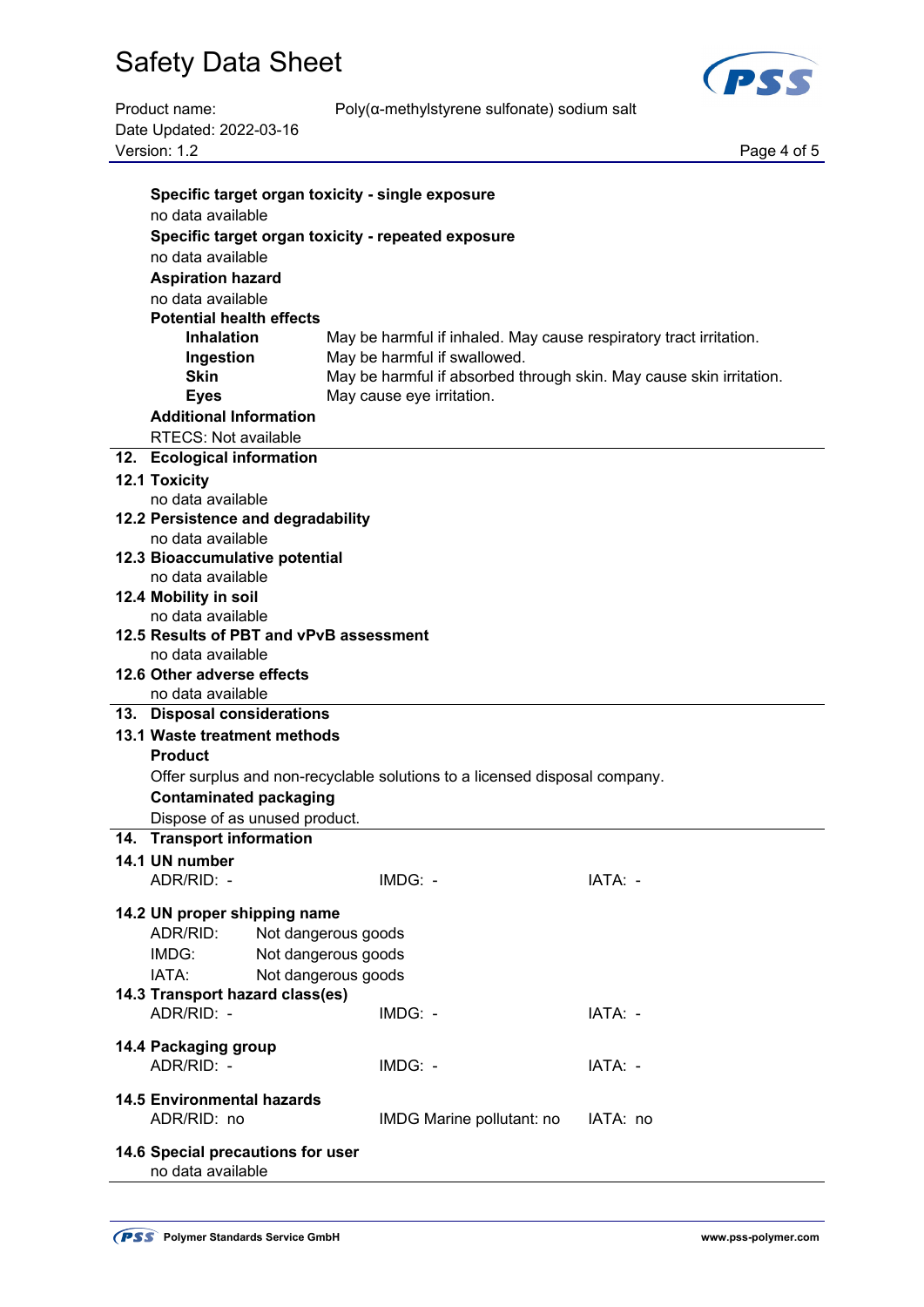**Specific target organ toxicity - single exposure**

no data available

**Specific target organ toxicity - repeated exposure**

no data available

**Aspiration hazard**

no data available

**Potential health effects**

| | |
|---|---|
| **Inhalation** | May be harmful if inhaled. May cause respiratory tract irritation. |
| **Ingestion** | May be harmful if swallowed. |
| **Skin** | May be harmful if absorbed through skin. May cause skin irritation. |
| **Eyes** | May cause eye irritation. |

**Additional Information**

RTECS: Not available

## 12. Ecological information

### 12.1 Toxicity

no data available

### 12.2 Persistence and degradability

no data available

### 12.3 Bioaccumulative potential

no data available

### 12.4 Mobility in soil

no data available

### 12.5 Results of PBT and vPvB assessment

no data available

### 12.6 Other adverse effects

no data available

## 13. Disposal considerations

### 13.1 Waste treatment methods

**Product**

Offer surplus and non-recyclable solutions to a licensed disposal company.

**Contaminated packaging**

Dispose of as unused product.

## 14. Transport information

### 14.1 UN number

ADR/RID: - IMDG: - IATA: -

### 14.2 UN proper shipping name

ADR/RID: Not dangerous goods
IMDG: Not dangerous goods
IATA: Not dangerous goods

### 14.3 Transport hazard class(es)

ADR/RID: - IMDG: - IATA: -

### 14.4 Packaging group

ADR/RID: - IMDG: - IATA: -

### 14.5 Environmental hazards

ADR/RID: no IMDG Marine pollutant: no IATA: no

### 14.6 Special precautions for user

no data available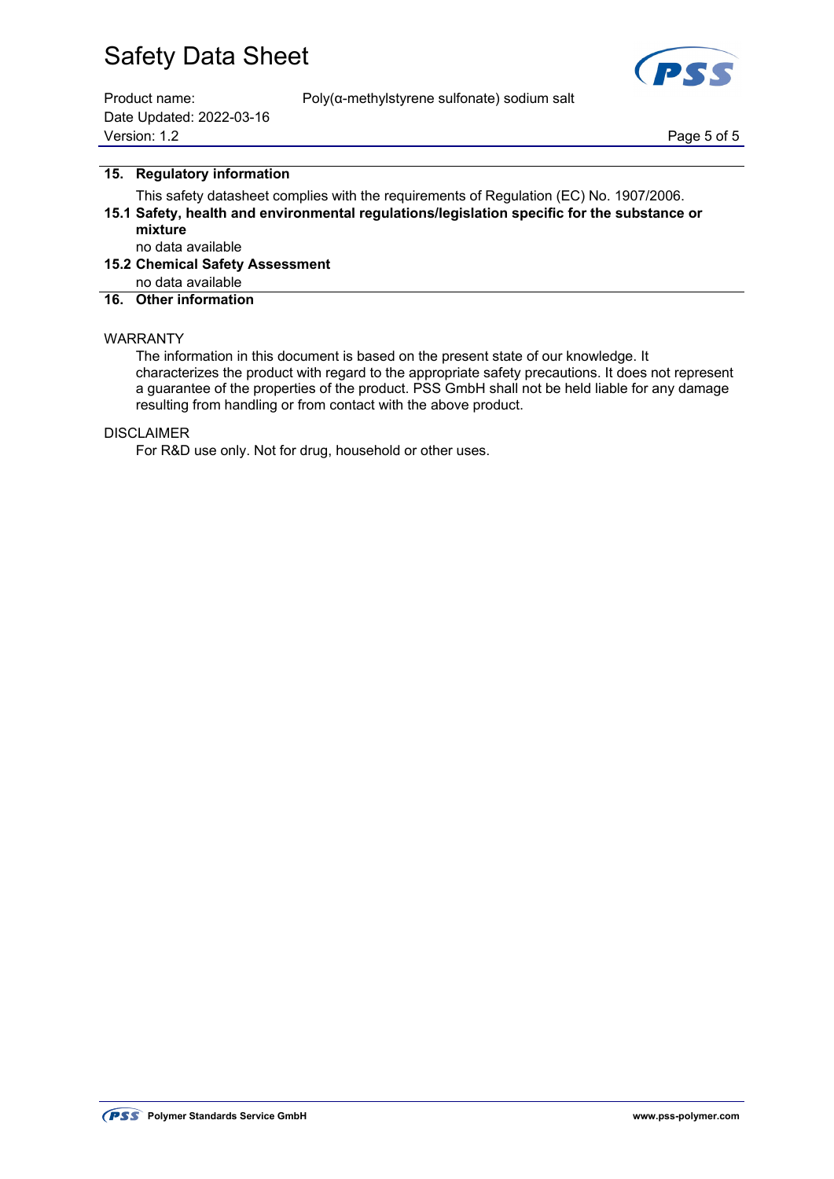## 15. Regulatory information

This safety datasheet complies with the requirements of Regulation (EC) No. 1907/2006.

### 15.1 Safety, health and environmental regulations/legislation specific for the substance or mixture

no data available

### 15.2 Chemical Safety Assessment

no data available

## 16. Other information

WARRANTY

The information in this document is based on the present state of our knowledge. It characterizes the product with regard to the appropriate safety precautions. It does not represent a guarantee of the properties of the product. PSS GmbH shall not be held liable for any damage resulting from handling or from contact with the above product.

DISCLAIMER

For R&D use only. Not for drug, household or other uses.